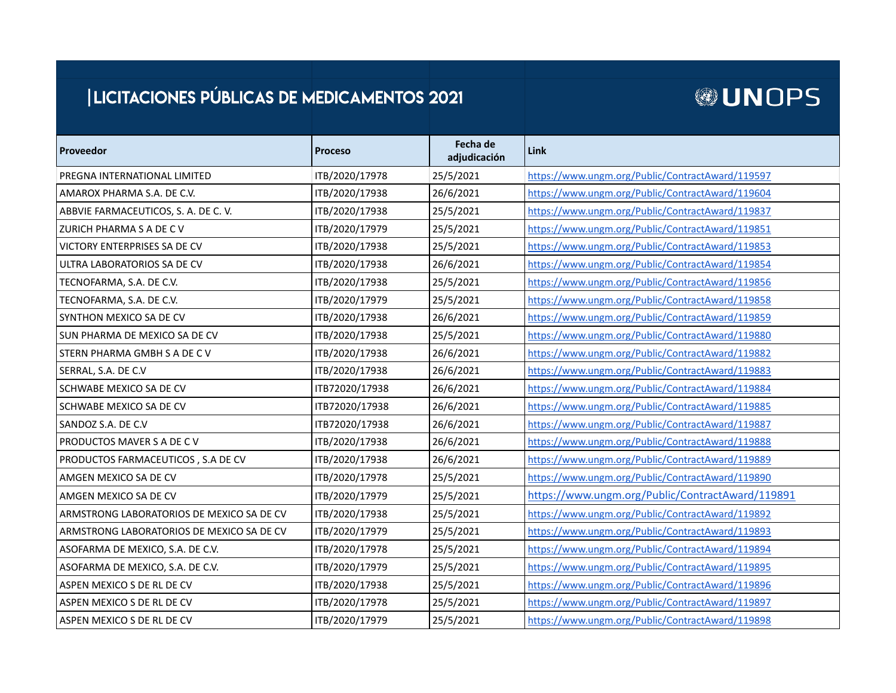# |LICITACIONES PÚBLICAS DE MEDICAMENTOS 2021

UNOPS

| Proveedor | Proceso | Fecha de adjudicación | Link |
|---|---|---|---|
| PREGNA INTERNATIONAL LIMITED | ITB/2020/17978 | 25/5/2021 | https://www.ungm.org/Public/ContractAward/119597 |
| AMAROX PHARMA S.A. DE C.V. | ITB/2020/17938 | 26/6/2021 | https://www.ungm.org/Public/ContractAward/119604 |
| ABBVIE FARMACEUTICOS, S. A. DE C. V. | ITB/2020/17938 | 25/5/2021 | https://www.ungm.org/Public/ContractAward/119837 |
| ZURICH PHARMA S A DE C V | ITB/2020/17979 | 25/5/2021 | https://www.ungm.org/Public/ContractAward/119851 |
| VICTORY ENTERPRISES SA DE CV | ITB/2020/17938 | 25/5/2021 | https://www.ungm.org/Public/ContractAward/119853 |
| ULTRA LABORATORIOS SA DE CV | ITB/2020/17938 | 26/6/2021 | https://www.ungm.org/Public/ContractAward/119854 |
| TECNOFARMA, S.A. DE C.V. | ITB/2020/17938 | 25/5/2021 | https://www.ungm.org/Public/ContractAward/119856 |
| TECNOFARMA, S.A. DE C.V. | ITB/2020/17979 | 25/5/2021 | https://www.ungm.org/Public/ContractAward/119858 |
| SYNTHON MEXICO SA DE CV | ITB/2020/17938 | 26/6/2021 | https://www.ungm.org/Public/ContractAward/119859 |
| SUN PHARMA DE MEXICO SA DE CV | ITB/2020/17938 | 25/5/2021 | https://www.ungm.org/Public/ContractAward/119880 |
| STERN PHARMA GMBH S A DE C V | ITB/2020/17938 | 26/6/2021 | https://www.ungm.org/Public/ContractAward/119882 |
| SERRAL, S.A. DE C.V | ITB/2020/17938 | 26/6/2021 | https://www.ungm.org/Public/ContractAward/119883 |
| SCHWABE MEXICO SA DE CV | ITB72020/17938 | 26/6/2021 | https://www.ungm.org/Public/ContractAward/119884 |
| SCHWABE MEXICO SA DE CV | ITB72020/17938 | 26/6/2021 | https://www.ungm.org/Public/ContractAward/119885 |
| SANDOZ S.A. DE C.V | ITB72020/17938 | 26/6/2021 | https://www.ungm.org/Public/ContractAward/119887 |
| PRODUCTOS MAVER S A DE C V | ITB/2020/17938 | 26/6/2021 | https://www.ungm.org/Public/ContractAward/119888 |
| PRODUCTOS FARMACEUTICOS , S.A DE CV | ITB/2020/17938 | 26/6/2021 | https://www.ungm.org/Public/ContractAward/119889 |
| AMGEN MEXICO SA DE CV | ITB/2020/17978 | 25/5/2021 | https://www.ungm.org/Public/ContractAward/119890 |
| AMGEN MEXICO SA DE CV | ITB/2020/17979 | 25/5/2021 | https://www.ungm.org/Public/ContractAward/119891 |
| ARMSTRONG LABORATORIOS DE MEXICO SA DE CV | ITB/2020/17938 | 25/5/2021 | https://www.ungm.org/Public/ContractAward/119892 |
| ARMSTRONG LABORATORIOS DE MEXICO SA DE CV | ITB/2020/17979 | 25/5/2021 | https://www.ungm.org/Public/ContractAward/119893 |
| ASOFARMA DE MEXICO, S.A. DE C.V. | ITB/2020/17978 | 25/5/2021 | https://www.ungm.org/Public/ContractAward/119894 |
| ASOFARMA DE MEXICO, S.A. DE C.V. | ITB/2020/17979 | 25/5/2021 | https://www.ungm.org/Public/ContractAward/119895 |
| ASPEN MEXICO S DE RL DE CV | ITB/2020/17938 | 25/5/2021 | https://www.ungm.org/Public/ContractAward/119896 |
| ASPEN MEXICO S DE RL DE CV | ITB/2020/17978 | 25/5/2021 | https://www.ungm.org/Public/ContractAward/119897 |
| ASPEN MEXICO S DE RL DE CV | ITB/2020/17979 | 25/5/2021 | https://www.ungm.org/Public/ContractAward/119898 |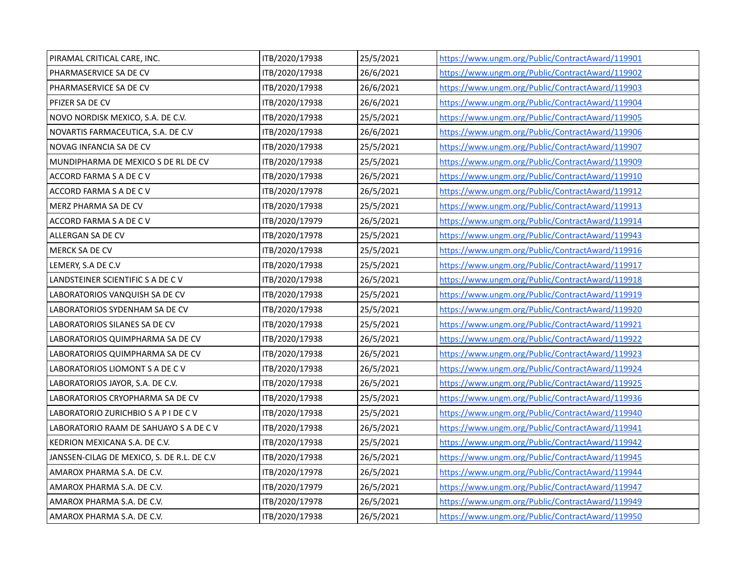| | | | |
|---|---|---|---|
| PIRAMAL CRITICAL CARE, INC. | ITB/2020/17938 | 25/5/2021 | https://www.ungm.org/Public/ContractAward/119901 |
| PHARMASERVICE SA DE CV | ITB/2020/17938 | 26/6/2021 | https://www.ungm.org/Public/ContractAward/119902 |
| PHARMASERVICE SA DE CV | ITB/2020/17938 | 26/6/2021 | https://www.ungm.org/Public/ContractAward/119903 |
| PFIZER SA DE CV | ITB/2020/17938 | 26/6/2021 | https://www.ungm.org/Public/ContractAward/119904 |
| NOVO NORDISK MEXICO, S.A. DE C.V. | ITB/2020/17938 | 25/5/2021 | https://www.ungm.org/Public/ContractAward/119905 |
| NOVARTIS FARMACEUTICA, S.A. DE C.V | ITB/2020/17938 | 26/6/2021 | https://www.ungm.org/Public/ContractAward/119906 |
| NOVAG INFANCIA SA DE CV | ITB/2020/17938 | 25/5/2021 | https://www.ungm.org/Public/ContractAward/119907 |
| MUNDIPHARMA DE MEXICO S DE RL DE CV | ITB/2020/17938 | 25/5/2021 | https://www.ungm.org/Public/ContractAward/119909 |
| ACCORD FARMA S A DE C V | ITB/2020/17938 | 26/5/2021 | https://www.ungm.org/Public/ContractAward/119910 |
| ACCORD FARMA S A DE C V | ITB/2020/17978 | 26/5/2021 | https://www.ungm.org/Public/ContractAward/119912 |
| MERZ PHARMA SA DE CV | ITB/2020/17938 | 25/5/2021 | https://www.ungm.org/Public/ContractAward/119913 |
| ACCORD FARMA S A DE C V | ITB/2020/17979 | 26/5/2021 | https://www.ungm.org/Public/ContractAward/119914 |
| ALLERGAN SA DE CV | ITB/2020/17978 | 25/5/2021 | https://www.ungm.org/Public/ContractAward/119943 |
| MERCK SA DE CV | ITB/2020/17938 | 25/5/2021 | https://www.ungm.org/Public/ContractAward/119916 |
| LEMERY, S.A DE C.V | ITB/2020/17938 | 25/5/2021 | https://www.ungm.org/Public/ContractAward/119917 |
| LANDSTEINER SCIENTIFIC S A DE C V | ITB/2020/17938 | 26/5/2021 | https://www.ungm.org/Public/ContractAward/119918 |
| LABORATORIOS VANQUISH SA DE CV | ITB/2020/17938 | 25/5/2021 | https://www.ungm.org/Public/ContractAward/119919 |
| LABORATORIOS SYDENHAM SA DE CV | ITB/2020/17938 | 25/5/2021 | https://www.ungm.org/Public/ContractAward/119920 |
| LABORATORIOS SILANES SA DE CV | ITB/2020/17938 | 25/5/2021 | https://www.ungm.org/Public/ContractAward/119921 |
| LABORATORIOS QUIMPHARMA SA DE CV | ITB/2020/17938 | 26/5/2021 | https://www.ungm.org/Public/ContractAward/119922 |
| LABORATORIOS QUIMPHARMA SA DE CV | ITB/2020/17938 | 26/5/2021 | https://www.ungm.org/Public/ContractAward/119923 |
| LABORATORIOS LIOMONT S A DE C V | ITB/2020/17938 | 26/5/2021 | https://www.ungm.org/Public/ContractAward/119924 |
| LABORATORIOS JAYOR, S.A. DE C.V. | ITB/2020/17938 | 26/5/2021 | https://www.ungm.org/Public/ContractAward/119925 |
| LABORATORIOS CRYOPHARMA SA DE CV | ITB/2020/17938 | 25/5/2021 | https://www.ungm.org/Public/ContractAward/119936 |
| LABORATORIO ZURICHBIO S A P I DE C V | ITB/2020/17938 | 25/5/2021 | https://www.ungm.org/Public/ContractAward/119940 |
| LABORATORIO RAAM DE SAHUAYO S A DE C V | ITB/2020/17938 | 26/5/2021 | https://www.ungm.org/Public/ContractAward/119941 |
| KEDRION MEXICANA S.A. DE C.V. | ITB/2020/17938 | 25/5/2021 | https://www.ungm.org/Public/ContractAward/119942 |
| JANSSEN-CILAG DE MEXICO, S. DE R.L. DE C.V | ITB/2020/17938 | 26/5/2021 | https://www.ungm.org/Public/ContractAward/119945 |
| AMAROX PHARMA S.A. DE C.V. | ITB/2020/17978 | 26/5/2021 | https://www.ungm.org/Public/ContractAward/119944 |
| AMAROX PHARMA S.A. DE C.V. | ITB/2020/17979 | 26/5/2021 | https://www.ungm.org/Public/ContractAward/119947 |
| AMAROX PHARMA S.A. DE C.V. | ITB/2020/17978 | 26/5/2021 | https://www.ungm.org/Public/ContractAward/119949 |
| AMAROX PHARMA S.A. DE C.V. | ITB/2020/17938 | 26/5/2021 | https://www.ungm.org/Public/ContractAward/119950 |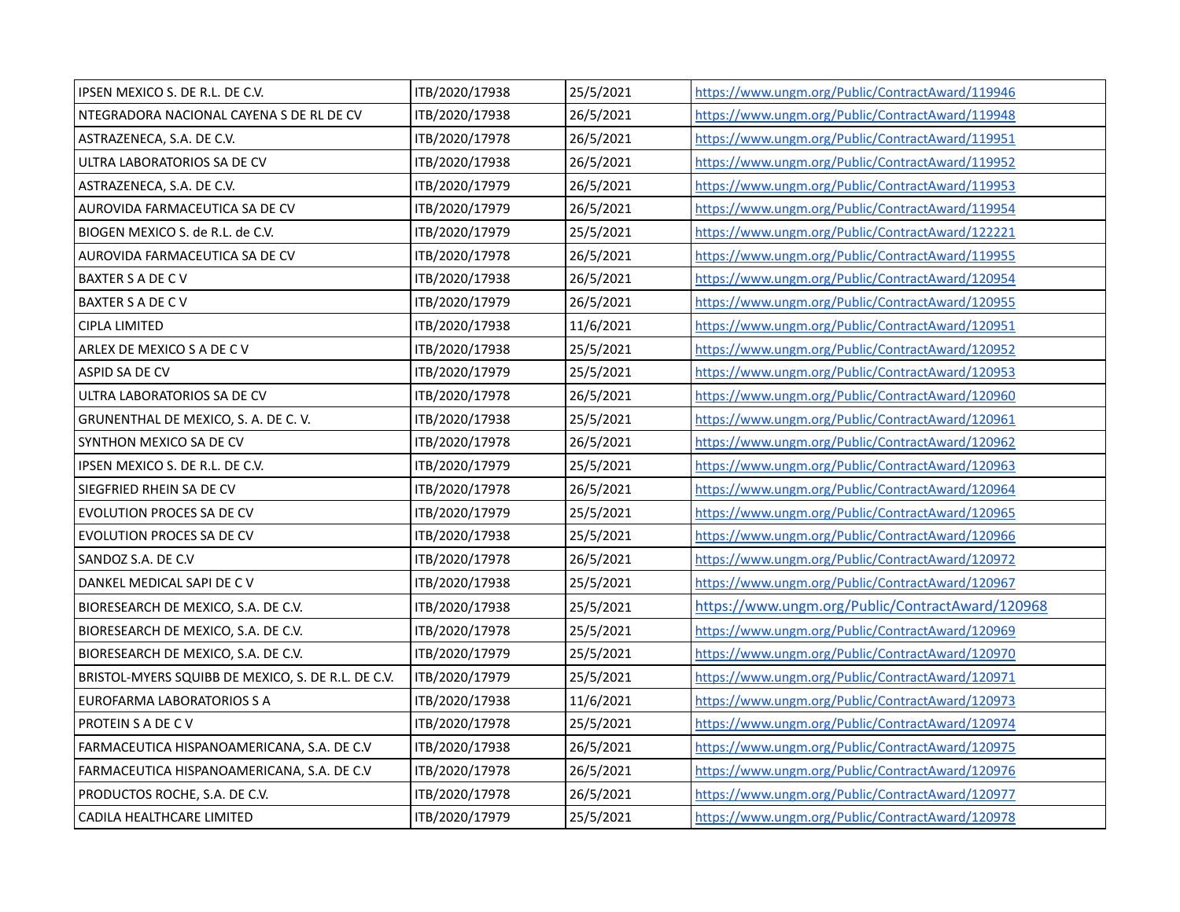| | | | |
|---|---|---|---|
| IPSEN MEXICO S. DE R.L. DE C.V. | ITB/2020/17938 | 25/5/2021 | https://www.ungm.org/Public/ContractAward/119946 |
| NTEGRADORA NACIONAL CAYENA S DE RL DE CV | ITB/2020/17938 | 26/5/2021 | https://www.ungm.org/Public/ContractAward/119948 |
| ASTRAZENECA, S.A. DE C.V. | ITB/2020/17978 | 26/5/2021 | https://www.ungm.org/Public/ContractAward/119951 |
| ULTRA LABORATORIOS SA DE CV | ITB/2020/17938 | 26/5/2021 | https://www.ungm.org/Public/ContractAward/119952 |
| ASTRAZENECA, S.A. DE C.V. | ITB/2020/17979 | 26/5/2021 | https://www.ungm.org/Public/ContractAward/119953 |
| AUROVIDA FARMACEUTICA SA DE CV | ITB/2020/17979 | 26/5/2021 | https://www.ungm.org/Public/ContractAward/119954 |
| BIOGEN MEXICO S. de R.L. de C.V. | ITB/2020/17979 | 25/5/2021 | https://www.ungm.org/Public/ContractAward/122221 |
| AUROVIDA FARMACEUTICA SA DE CV | ITB/2020/17978 | 26/5/2021 | https://www.ungm.org/Public/ContractAward/119955 |
| BAXTER S A DE C V | ITB/2020/17938 | 26/5/2021 | https://www.ungm.org/Public/ContractAward/120954 |
| BAXTER S A DE C V | ITB/2020/17979 | 26/5/2021 | https://www.ungm.org/Public/ContractAward/120955 |
| CIPLA LIMITED | ITB/2020/17938 | 11/6/2021 | https://www.ungm.org/Public/ContractAward/120951 |
| ARLEX DE MEXICO S A DE C V | ITB/2020/17938 | 25/5/2021 | https://www.ungm.org/Public/ContractAward/120952 |
| ASPID SA DE CV | ITB/2020/17979 | 25/5/2021 | https://www.ungm.org/Public/ContractAward/120953 |
| ULTRA LABORATORIOS SA DE CV | ITB/2020/17978 | 26/5/2021 | https://www.ungm.org/Public/ContractAward/120960 |
| GRUNENTHAL DE MEXICO, S. A. DE C. V. | ITB/2020/17938 | 25/5/2021 | https://www.ungm.org/Public/ContractAward/120961 |
| SYNTHON MEXICO SA DE CV | ITB/2020/17978 | 26/5/2021 | https://www.ungm.org/Public/ContractAward/120962 |
| IPSEN MEXICO S. DE R.L. DE C.V. | ITB/2020/17979 | 25/5/2021 | https://www.ungm.org/Public/ContractAward/120963 |
| SIEGFRIED RHEIN SA DE CV | ITB/2020/17978 | 26/5/2021 | https://www.ungm.org/Public/ContractAward/120964 |
| EVOLUTION PROCES SA DE CV | ITB/2020/17979 | 25/5/2021 | https://www.ungm.org/Public/ContractAward/120965 |
| EVOLUTION PROCES SA DE CV | ITB/2020/17938 | 25/5/2021 | https://www.ungm.org/Public/ContractAward/120966 |
| SANDOZ S.A. DE C.V | ITB/2020/17978 | 26/5/2021 | https://www.ungm.org/Public/ContractAward/120972 |
| DANKEL MEDICAL SAPI DE C V | ITB/2020/17938 | 25/5/2021 | https://www.ungm.org/Public/ContractAward/120967 |
| BIORESEARCH DE MEXICO, S.A. DE C.V. | ITB/2020/17938 | 25/5/2021 | https://www.ungm.org/Public/ContractAward/120968 |
| BIORESEARCH DE MEXICO, S.A. DE C.V. | ITB/2020/17978 | 25/5/2021 | https://www.ungm.org/Public/ContractAward/120969 |
| BIORESEARCH DE MEXICO, S.A. DE C.V. | ITB/2020/17979 | 25/5/2021 | https://www.ungm.org/Public/ContractAward/120970 |
| BRISTOL-MYERS SQUIBB DE MEXICO, S. DE R.L. DE C.V. | ITB/2020/17979 | 25/5/2021 | https://www.ungm.org/Public/ContractAward/120971 |
| EUROFARMA LABORATORIOS S A | ITB/2020/17938 | 11/6/2021 | https://www.ungm.org/Public/ContractAward/120973 |
| PROTEIN S A DE C V | ITB/2020/17978 | 25/5/2021 | https://www.ungm.org/Public/ContractAward/120974 |
| FARMACEUTICA HISPANOAMERICANA, S.A. DE C.V | ITB/2020/17938 | 26/5/2021 | https://www.ungm.org/Public/ContractAward/120975 |
| FARMACEUTICA HISPANOAMERICANA, S.A. DE C.V | ITB/2020/17978 | 26/5/2021 | https://www.ungm.org/Public/ContractAward/120976 |
| PRODUCTOS ROCHE, S.A. DE C.V. | ITB/2020/17978 | 26/5/2021 | https://www.ungm.org/Public/ContractAward/120977 |
| CADILA HEALTHCARE LIMITED | ITB/2020/17979 | 25/5/2021 | https://www.ungm.org/Public/ContractAward/120978 |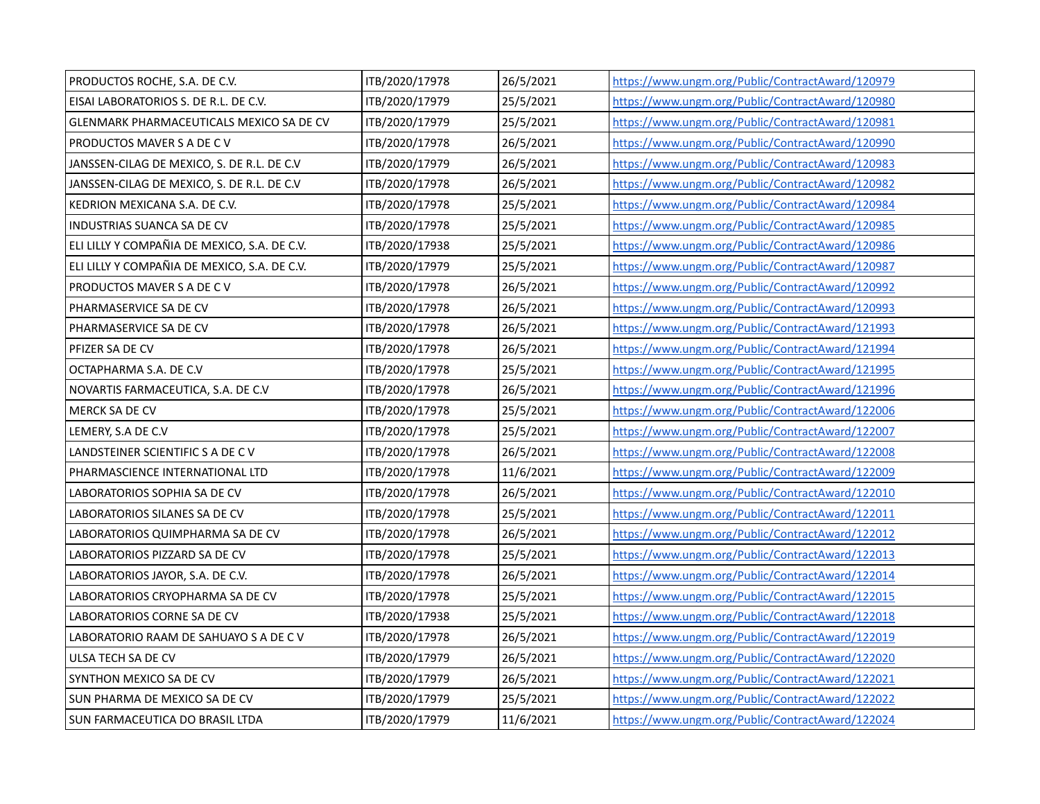| PRODUCTOS ROCHE, S.A. DE C.V. | ITB/2020/17978 | 26/5/2021 | https://www.ungm.org/Public/ContractAward/120979 |
|---|---|---|---|
| EISAI LABORATORIOS S. DE R.L. DE C.V. | ITB/2020/17979 | 25/5/2021 | https://www.ungm.org/Public/ContractAward/120980 |
| GLENMARK PHARMACEUTICALS MEXICO SA DE CV | ITB/2020/17979 | 25/5/2021 | https://www.ungm.org/Public/ContractAward/120981 |
| PRODUCTOS MAVER S A DE C V | ITB/2020/17978 | 26/5/2021 | https://www.ungm.org/Public/ContractAward/120990 |
| JANSSEN-CILAG DE MEXICO, S. DE R.L. DE C.V | ITB/2020/17979 | 26/5/2021 | https://www.ungm.org/Public/ContractAward/120983 |
| JANSSEN-CILAG DE MEXICO, S. DE R.L. DE C.V | ITB/2020/17978 | 26/5/2021 | https://www.ungm.org/Public/ContractAward/120982 |
| KEDRION MEXICANA S.A. DE C.V. | ITB/2020/17978 | 25/5/2021 | https://www.ungm.org/Public/ContractAward/120984 |
| INDUSTRIAS SUANCA SA DE CV | ITB/2020/17978 | 25/5/2021 | https://www.ungm.org/Public/ContractAward/120985 |
| ELI LILLY Y COMPAÑIA DE MEXICO, S.A. DE C.V. | ITB/2020/17938 | 25/5/2021 | https://www.ungm.org/Public/ContractAward/120986 |
| ELI LILLY Y COMPAÑIA DE MEXICO, S.A. DE C.V. | ITB/2020/17979 | 25/5/2021 | https://www.ungm.org/Public/ContractAward/120987 |
| PRODUCTOS MAVER S A DE C V | ITB/2020/17978 | 26/5/2021 | https://www.ungm.org/Public/ContractAward/120992 |
| PHARMASERVICE SA DE CV | ITB/2020/17978 | 26/5/2021 | https://www.ungm.org/Public/ContractAward/120993 |
| PHARMASERVICE SA DE CV | ITB/2020/17978 | 26/5/2021 | https://www.ungm.org/Public/ContractAward/121993 |
| PFIZER SA DE CV | ITB/2020/17978 | 26/5/2021 | https://www.ungm.org/Public/ContractAward/121994 |
| OCTAPHARMA S.A. DE C.V | ITB/2020/17978 | 25/5/2021 | https://www.ungm.org/Public/ContractAward/121995 |
| NOVARTIS FARMACEUTICA, S.A. DE C.V | ITB/2020/17978 | 26/5/2021 | https://www.ungm.org/Public/ContractAward/121996 |
| MERCK SA DE CV | ITB/2020/17978 | 25/5/2021 | https://www.ungm.org/Public/ContractAward/122006 |
| LEMERY, S.A DE C.V | ITB/2020/17978 | 25/5/2021 | https://www.ungm.org/Public/ContractAward/122007 |
| LANDSTEINER SCIENTIFIC S A DE C V | ITB/2020/17978 | 26/5/2021 | https://www.ungm.org/Public/ContractAward/122008 |
| PHARMASCIENCE INTERNATIONAL LTD | ITB/2020/17978 | 11/6/2021 | https://www.ungm.org/Public/ContractAward/122009 |
| LABORATORIOS SOPHIA SA DE CV | ITB/2020/17978 | 26/5/2021 | https://www.ungm.org/Public/ContractAward/122010 |
| LABORATORIOS SILANES SA DE CV | ITB/2020/17978 | 25/5/2021 | https://www.ungm.org/Public/ContractAward/122011 |
| LABORATORIOS QUIMPHARMA SA DE CV | ITB/2020/17978 | 26/5/2021 | https://www.ungm.org/Public/ContractAward/122012 |
| LABORATORIOS PIZZARD SA DE CV | ITB/2020/17978 | 25/5/2021 | https://www.ungm.org/Public/ContractAward/122013 |
| LABORATORIOS JAYOR, S.A. DE C.V. | ITB/2020/17978 | 26/5/2021 | https://www.ungm.org/Public/ContractAward/122014 |
| LABORATORIOS CRYOPHARMA SA DE CV | ITB/2020/17978 | 25/5/2021 | https://www.ungm.org/Public/ContractAward/122015 |
| LABORATORIOS CORNE SA DE CV | ITB/2020/17938 | 25/5/2021 | https://www.ungm.org/Public/ContractAward/122018 |
| LABORATORIO RAAM DE SAHUAYO S A DE C V | ITB/2020/17978 | 26/5/2021 | https://www.ungm.org/Public/ContractAward/122019 |
| ULSA TECH SA DE CV | ITB/2020/17979 | 26/5/2021 | https://www.ungm.org/Public/ContractAward/122020 |
| SYNTHON MEXICO SA DE CV | ITB/2020/17979 | 26/5/2021 | https://www.ungm.org/Public/ContractAward/122021 |
| SUN PHARMA DE MEXICO SA DE CV | ITB/2020/17979 | 25/5/2021 | https://www.ungm.org/Public/ContractAward/122022 |
| SUN FARMACEUTICA DO BRASIL LTDA | ITB/2020/17979 | 11/6/2021 | https://www.ungm.org/Public/ContractAward/122024 |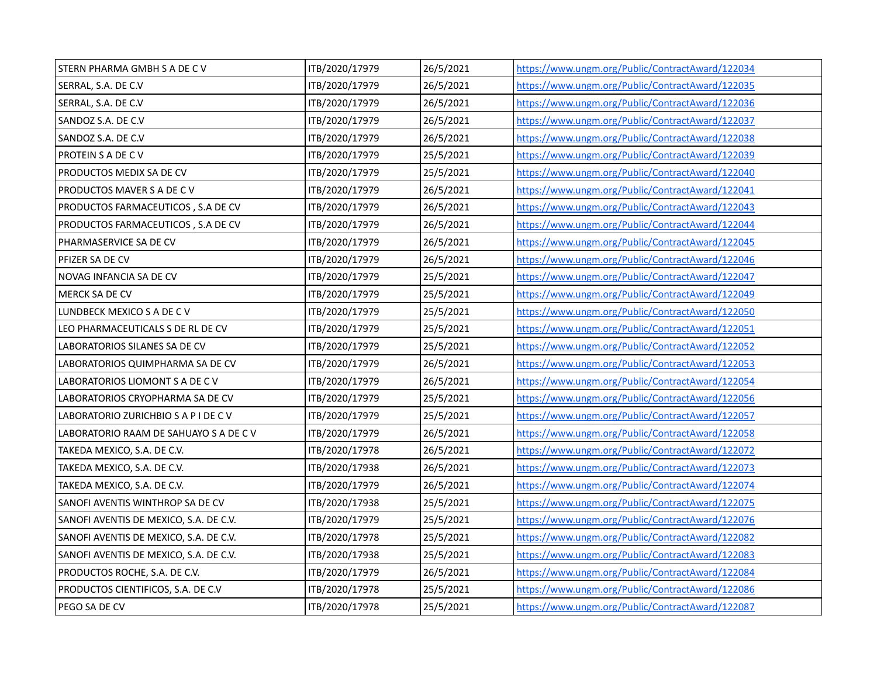| | | | |
|---|---|---|---|
| STERN PHARMA GMBH S A DE C V | ITB/2020/17979 | 26/5/2021 | https://www.ungm.org/Public/ContractAward/122034 |
| SERRAL, S.A. DE C.V | ITB/2020/17979 | 26/5/2021 | https://www.ungm.org/Public/ContractAward/122035 |
| SERRAL, S.A. DE C.V | ITB/2020/17979 | 26/5/2021 | https://www.ungm.org/Public/ContractAward/122036 |
| SANDOZ S.A. DE C.V | ITB/2020/17979 | 26/5/2021 | https://www.ungm.org/Public/ContractAward/122037 |
| SANDOZ S.A. DE C.V | ITB/2020/17979 | 26/5/2021 | https://www.ungm.org/Public/ContractAward/122038 |
| PROTEIN S A DE C V | ITB/2020/17979 | 25/5/2021 | https://www.ungm.org/Public/ContractAward/122039 |
| PRODUCTOS MEDIX SA DE CV | ITB/2020/17979 | 25/5/2021 | https://www.ungm.org/Public/ContractAward/122040 |
| PRODUCTOS MAVER S A DE C V | ITB/2020/17979 | 26/5/2021 | https://www.ungm.org/Public/ContractAward/122041 |
| PRODUCTOS FARMACEUTICOS , S.A DE CV | ITB/2020/17979 | 26/5/2021 | https://www.ungm.org/Public/ContractAward/122043 |
| PRODUCTOS FARMACEUTICOS , S.A DE CV | ITB/2020/17979 | 26/5/2021 | https://www.ungm.org/Public/ContractAward/122044 |
| PHARMASERVICE SA DE CV | ITB/2020/17979 | 26/5/2021 | https://www.ungm.org/Public/ContractAward/122045 |
| PFIZER SA DE CV | ITB/2020/17979 | 26/5/2021 | https://www.ungm.org/Public/ContractAward/122046 |
| NOVAG INFANCIA SA DE CV | ITB/2020/17979 | 25/5/2021 | https://www.ungm.org/Public/ContractAward/122047 |
| MERCK SA DE CV | ITB/2020/17979 | 25/5/2021 | https://www.ungm.org/Public/ContractAward/122049 |
| LUNDBECK MEXICO S A DE C V | ITB/2020/17979 | 25/5/2021 | https://www.ungm.org/Public/ContractAward/122050 |
| LEO PHARMACEUTICALS S DE RL DE CV | ITB/2020/17979 | 25/5/2021 | https://www.ungm.org/Public/ContractAward/122051 |
| LABORATORIOS SILANES SA DE CV | ITB/2020/17979 | 25/5/2021 | https://www.ungm.org/Public/ContractAward/122052 |
| LABORATORIOS QUIMPHARMA SA DE CV | ITB/2020/17979 | 26/5/2021 | https://www.ungm.org/Public/ContractAward/122053 |
| LABORATORIOS LIOMONT S A DE C V | ITB/2020/17979 | 26/5/2021 | https://www.ungm.org/Public/ContractAward/122054 |
| LABORATORIOS CRYOPHARMA SA DE CV | ITB/2020/17979 | 25/5/2021 | https://www.ungm.org/Public/ContractAward/122056 |
| LABORATORIO ZURICHBIO S A P I DE C V | ITB/2020/17979 | 25/5/2021 | https://www.ungm.org/Public/ContractAward/122057 |
| LABORATORIO RAAM DE SAHUAYO S A DE C V | ITB/2020/17979 | 26/5/2021 | https://www.ungm.org/Public/ContractAward/122058 |
| TAKEDA MEXICO, S.A. DE C.V. | ITB/2020/17978 | 26/5/2021 | https://www.ungm.org/Public/ContractAward/122072 |
| TAKEDA MEXICO, S.A. DE C.V. | ITB/2020/17938 | 26/5/2021 | https://www.ungm.org/Public/ContractAward/122073 |
| TAKEDA MEXICO, S.A. DE C.V. | ITB/2020/17979 | 26/5/2021 | https://www.ungm.org/Public/ContractAward/122074 |
| SANOFI AVENTIS WINTHROP SA DE CV | ITB/2020/17938 | 25/5/2021 | https://www.ungm.org/Public/ContractAward/122075 |
| SANOFI AVENTIS DE MEXICO, S.A. DE C.V. | ITB/2020/17979 | 25/5/2021 | https://www.ungm.org/Public/ContractAward/122076 |
| SANOFI AVENTIS DE MEXICO, S.A. DE C.V. | ITB/2020/17978 | 25/5/2021 | https://www.ungm.org/Public/ContractAward/122082 |
| SANOFI AVENTIS DE MEXICO, S.A. DE C.V. | ITB/2020/17938 | 25/5/2021 | https://www.ungm.org/Public/ContractAward/122083 |
| PRODUCTOS ROCHE, S.A. DE C.V. | ITB/2020/17979 | 26/5/2021 | https://www.ungm.org/Public/ContractAward/122084 |
| PRODUCTOS CIENTIFICOS, S.A. DE C.V | ITB/2020/17978 | 25/5/2021 | https://www.ungm.org/Public/ContractAward/122086 |
| PEGO SA DE CV | ITB/2020/17978 | 25/5/2021 | https://www.ungm.org/Public/ContractAward/122087 |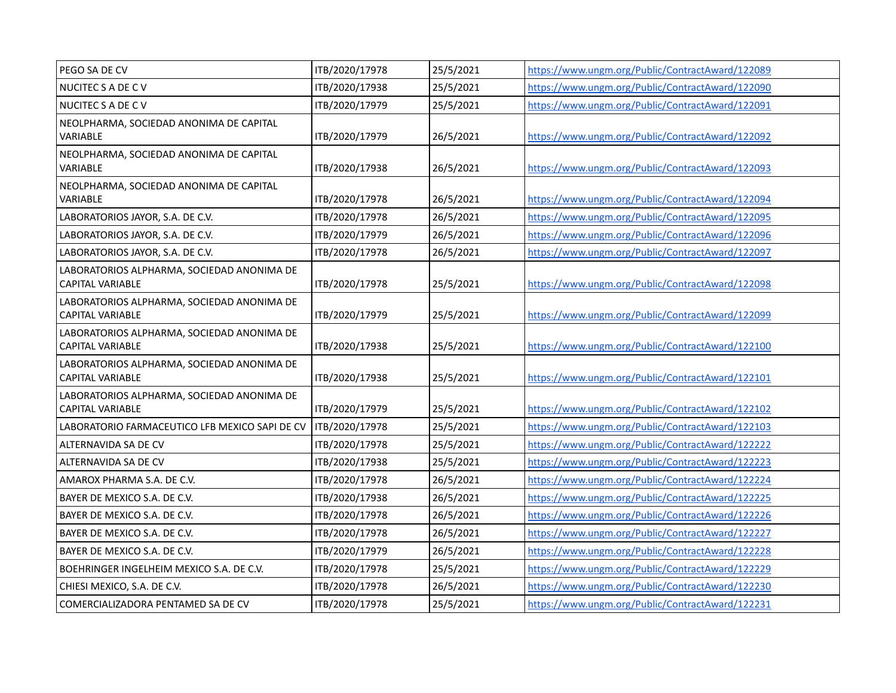| PEGO SA DE CV | ITB/2020/17978 | 25/5/2021 | https://www.ungm.org/Public/ContractAward/122089 |
|---|---|---|---|
| NUCITEC S A DE C V | ITB/2020/17938 | 25/5/2021 | https://www.ungm.org/Public/ContractAward/122090 |
| NUCITEC S A DE C V | ITB/2020/17979 | 25/5/2021 | https://www.ungm.org/Public/ContractAward/122091 |
| NEOLPHARMA, SOCIEDAD ANONIMA DE CAPITAL VARIABLE | ITB/2020/17979 | 26/5/2021 | https://www.ungm.org/Public/ContractAward/122092 |
| NEOLPHARMA, SOCIEDAD ANONIMA DE CAPITAL VARIABLE | ITB/2020/17938 | 26/5/2021 | https://www.ungm.org/Public/ContractAward/122093 |
| NEOLPHARMA, SOCIEDAD ANONIMA DE CAPITAL VARIABLE | ITB/2020/17978 | 26/5/2021 | https://www.ungm.org/Public/ContractAward/122094 |
| LABORATORIOS JAYOR, S.A. DE C.V. | ITB/2020/17978 | 26/5/2021 | https://www.ungm.org/Public/ContractAward/122095 |
| LABORATORIOS JAYOR, S.A. DE C.V. | ITB/2020/17979 | 26/5/2021 | https://www.ungm.org/Public/ContractAward/122096 |
| LABORATORIOS JAYOR, S.A. DE C.V. | ITB/2020/17978 | 26/5/2021 | https://www.ungm.org/Public/ContractAward/122097 |
| LABORATORIOS ALPHARMA, SOCIEDAD ANONIMA DE CAPITAL VARIABLE | ITB/2020/17978 | 25/5/2021 | https://www.ungm.org/Public/ContractAward/122098 |
| LABORATORIOS ALPHARMA, SOCIEDAD ANONIMA DE CAPITAL VARIABLE | ITB/2020/17979 | 25/5/2021 | https://www.ungm.org/Public/ContractAward/122099 |
| LABORATORIOS ALPHARMA, SOCIEDAD ANONIMA DE CAPITAL VARIABLE | ITB/2020/17938 | 25/5/2021 | https://www.ungm.org/Public/ContractAward/122100 |
| LABORATORIOS ALPHARMA, SOCIEDAD ANONIMA DE CAPITAL VARIABLE | ITB/2020/17938 | 25/5/2021 | https://www.ungm.org/Public/ContractAward/122101 |
| LABORATORIOS ALPHARMA, SOCIEDAD ANONIMA DE CAPITAL VARIABLE | ITB/2020/17979 | 25/5/2021 | https://www.ungm.org/Public/ContractAward/122102 |
| LABORATORIO FARMACEUTICO LFB MEXICO SAPI DE CV | ITB/2020/17978 | 25/5/2021 | https://www.ungm.org/Public/ContractAward/122103 |
| ALTERNAVIDA SA DE CV | ITB/2020/17978 | 25/5/2021 | https://www.ungm.org/Public/ContractAward/122222 |
| ALTERNAVIDA SA DE CV | ITB/2020/17938 | 25/5/2021 | https://www.ungm.org/Public/ContractAward/122223 |
| AMAROX PHARMA S.A. DE C.V. | ITB/2020/17978 | 26/5/2021 | https://www.ungm.org/Public/ContractAward/122224 |
| BAYER DE MEXICO S.A. DE C.V. | ITB/2020/17938 | 26/5/2021 | https://www.ungm.org/Public/ContractAward/122225 |
| BAYER DE MEXICO S.A. DE C.V. | ITB/2020/17978 | 26/5/2021 | https://www.ungm.org/Public/ContractAward/122226 |
| BAYER DE MEXICO S.A. DE C.V. | ITB/2020/17978 | 26/5/2021 | https://www.ungm.org/Public/ContractAward/122227 |
| BAYER DE MEXICO S.A. DE C.V. | ITB/2020/17979 | 26/5/2021 | https://www.ungm.org/Public/ContractAward/122228 |
| BOEHRINGER INGELHEIM MEXICO S.A. DE C.V. | ITB/2020/17978 | 25/5/2021 | https://www.ungm.org/Public/ContractAward/122229 |
| CHIESI MEXICO, S.A. DE C.V. | ITB/2020/17978 | 26/5/2021 | https://www.ungm.org/Public/ContractAward/122230 |
| COMERCIALIZADORA PENTAMED SA DE CV | ITB/2020/17978 | 25/5/2021 | https://www.ungm.org/Public/ContractAward/122231 |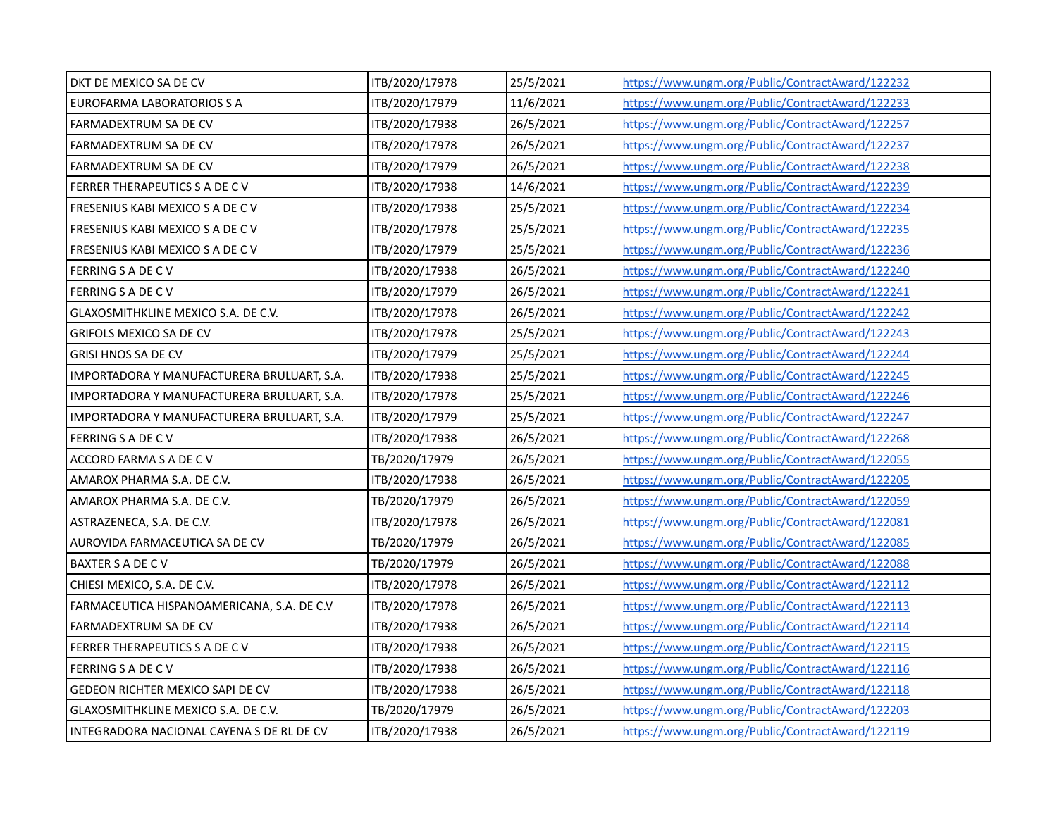| DKT DE MEXICO SA DE CV | ITB/2020/17978 | 25/5/2021 | https://www.ungm.org/Public/ContractAward/122232 |
|---|---|---|---|
| EUROFARMA LABORATORIOS S A | ITB/2020/17979 | 11/6/2021 | https://www.ungm.org/Public/ContractAward/122233 |
| FARMADEXTRUM SA DE CV | ITB/2020/17938 | 26/5/2021 | https://www.ungm.org/Public/ContractAward/122257 |
| FARMADEXTRUM SA DE CV | ITB/2020/17978 | 26/5/2021 | https://www.ungm.org/Public/ContractAward/122237 |
| FARMADEXTRUM SA DE CV | ITB/2020/17979 | 26/5/2021 | https://www.ungm.org/Public/ContractAward/122238 |
| FERRER THERAPEUTICS S A DE C V | ITB/2020/17938 | 14/6/2021 | https://www.ungm.org/Public/ContractAward/122239 |
| FRESENIUS KABI MEXICO S A DE C V | ITB/2020/17938 | 25/5/2021 | https://www.ungm.org/Public/ContractAward/122234 |
| FRESENIUS KABI MEXICO S A DE C V | ITB/2020/17978 | 25/5/2021 | https://www.ungm.org/Public/ContractAward/122235 |
| FRESENIUS KABI MEXICO S A DE C V | ITB/2020/17979 | 25/5/2021 | https://www.ungm.org/Public/ContractAward/122236 |
| FERRING S A DE C V | ITB/2020/17938 | 26/5/2021 | https://www.ungm.org/Public/ContractAward/122240 |
| FERRING S A DE C V | ITB/2020/17979 | 26/5/2021 | https://www.ungm.org/Public/ContractAward/122241 |
| GLAXOSMITHKLINE MEXICO S.A. DE C.V. | ITB/2020/17978 | 26/5/2021 | https://www.ungm.org/Public/ContractAward/122242 |
| GRIFOLS MEXICO SA DE CV | ITB/2020/17978 | 25/5/2021 | https://www.ungm.org/Public/ContractAward/122243 |
| GRISI HNOS SA DE CV | ITB/2020/17979 | 25/5/2021 | https://www.ungm.org/Public/ContractAward/122244 |
| IMPORTADORA Y MANUFACTURERA BRULUART, S.A. | ITB/2020/17938 | 25/5/2021 | https://www.ungm.org/Public/ContractAward/122245 |
| IMPORTADORA Y MANUFACTURERA BRULUART, S.A. | ITB/2020/17978 | 25/5/2021 | https://www.ungm.org/Public/ContractAward/122246 |
| IMPORTADORA Y MANUFACTURERA BRULUART, S.A. | ITB/2020/17979 | 25/5/2021 | https://www.ungm.org/Public/ContractAward/122247 |
| FERRING S A DE C V | ITB/2020/17938 | 26/5/2021 | https://www.ungm.org/Public/ContractAward/122268 |
| ACCORD FARMA S A DE C V | TB/2020/17979 | 26/5/2021 | https://www.ungm.org/Public/ContractAward/122055 |
| AMAROX PHARMA S.A. DE C.V. | ITB/2020/17938 | 26/5/2021 | https://www.ungm.org/Public/ContractAward/122205 |
| AMAROX PHARMA S.A. DE C.V. | TB/2020/17979 | 26/5/2021 | https://www.ungm.org/Public/ContractAward/122059 |
| ASTRAZENECA, S.A. DE C.V. | ITB/2020/17978 | 26/5/2021 | https://www.ungm.org/Public/ContractAward/122081 |
| AUROVIDA FARMACEUTICA SA DE CV | TB/2020/17979 | 26/5/2021 | https://www.ungm.org/Public/ContractAward/122085 |
| BAXTER S A DE C V | TB/2020/17979 | 26/5/2021 | https://www.ungm.org/Public/ContractAward/122088 |
| CHIESI MEXICO, S.A. DE C.V. | ITB/2020/17978 | 26/5/2021 | https://www.ungm.org/Public/ContractAward/122112 |
| FARMACEUTICA HISPANOAMERICANA, S.A. DE C.V | ITB/2020/17978 | 26/5/2021 | https://www.ungm.org/Public/ContractAward/122113 |
| FARMADEXTRUM SA DE CV | ITB/2020/17938 | 26/5/2021 | https://www.ungm.org/Public/ContractAward/122114 |
| FERRER THERAPEUTICS S A DE C V | ITB/2020/17938 | 26/5/2021 | https://www.ungm.org/Public/ContractAward/122115 |
| FERRING S A DE C V | ITB/2020/17938 | 26/5/2021 | https://www.ungm.org/Public/ContractAward/122116 |
| GEDEON RICHTER MEXICO SAPI DE CV | ITB/2020/17938 | 26/5/2021 | https://www.ungm.org/Public/ContractAward/122118 |
| GLAXOSMITHKLINE MEXICO S.A. DE C.V. | TB/2020/17979 | 26/5/2021 | https://www.ungm.org/Public/ContractAward/122203 |
| INTEGRADORA NACIONAL CAYENA S DE RL DE CV | ITB/2020/17938 | 26/5/2021 | https://www.ungm.org/Public/ContractAward/122119 |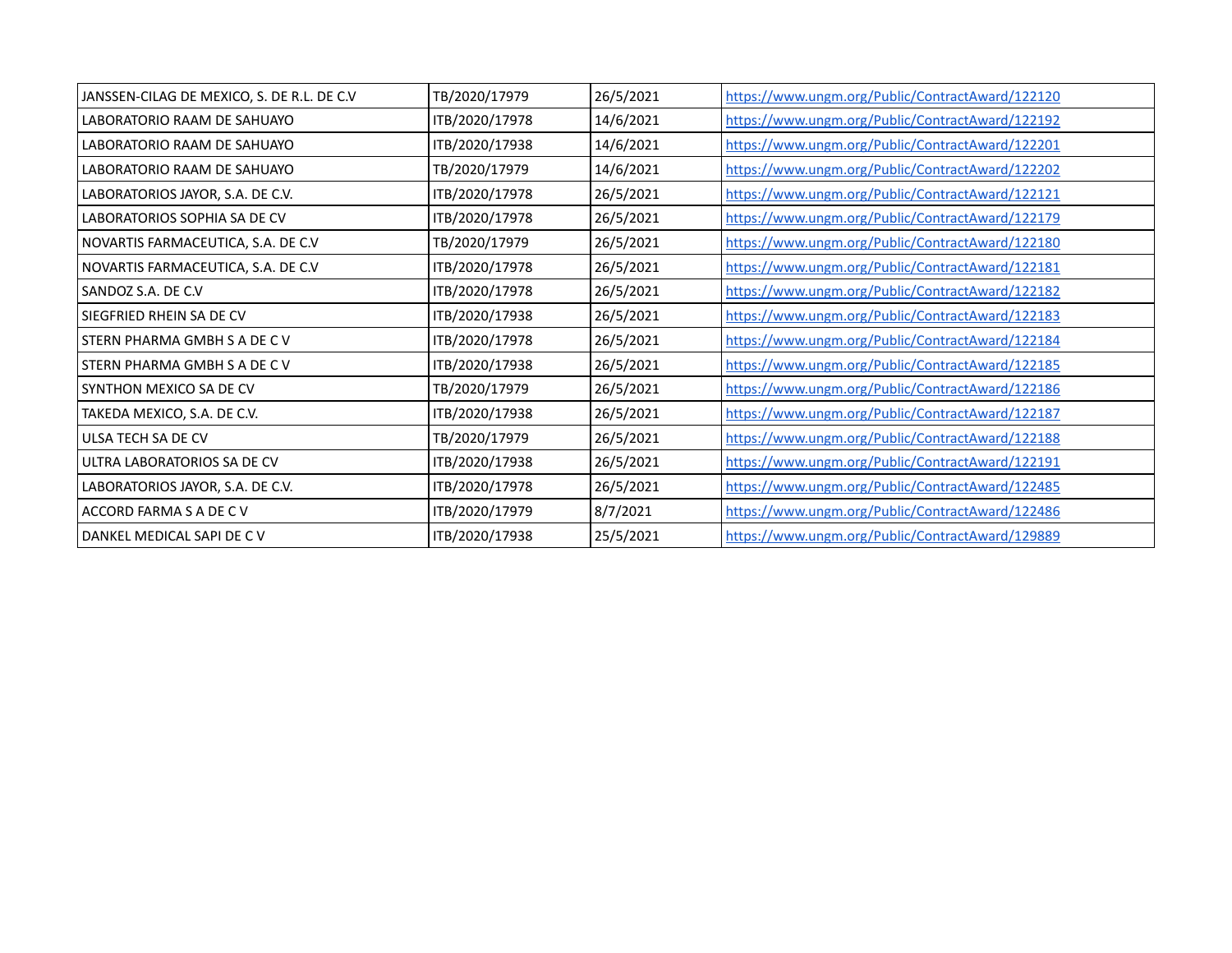| | | | |
|---|---|---|---|
| JANSSEN-CILAG DE MEXICO, S. DE R.L. DE C.V | TB/2020/17979 | 26/5/2021 | https://www.ungm.org/Public/ContractAward/122120 |
| LABORATORIO RAAM DE SAHUAYO | ITB/2020/17978 | 14/6/2021 | https://www.ungm.org/Public/ContractAward/122192 |
| LABORATORIO RAAM DE SAHUAYO | ITB/2020/17938 | 14/6/2021 | https://www.ungm.org/Public/ContractAward/122201 |
| LABORATORIO RAAM DE SAHUAYO | TB/2020/17979 | 14/6/2021 | https://www.ungm.org/Public/ContractAward/122202 |
| LABORATORIOS JAYOR, S.A. DE C.V. | ITB/2020/17978 | 26/5/2021 | https://www.ungm.org/Public/ContractAward/122121 |
| LABORATORIOS SOPHIA SA DE CV | ITB/2020/17978 | 26/5/2021 | https://www.ungm.org/Public/ContractAward/122179 |
| NOVARTIS FARMACEUTICA, S.A. DE C.V | TB/2020/17979 | 26/5/2021 | https://www.ungm.org/Public/ContractAward/122180 |
| NOVARTIS FARMACEUTICA, S.A. DE C.V | ITB/2020/17978 | 26/5/2021 | https://www.ungm.org/Public/ContractAward/122181 |
| SANDOZ S.A. DE C.V | ITB/2020/17978 | 26/5/2021 | https://www.ungm.org/Public/ContractAward/122182 |
| SIEGFRIED RHEIN SA DE CV | ITB/2020/17938 | 26/5/2021 | https://www.ungm.org/Public/ContractAward/122183 |
| STERN PHARMA GMBH S A DE C V | ITB/2020/17978 | 26/5/2021 | https://www.ungm.org/Public/ContractAward/122184 |
| STERN PHARMA GMBH S A DE C V | ITB/2020/17938 | 26/5/2021 | https://www.ungm.org/Public/ContractAward/122185 |
| SYNTHON MEXICO SA DE CV | TB/2020/17979 | 26/5/2021 | https://www.ungm.org/Public/ContractAward/122186 |
| TAKEDA MEXICO, S.A. DE C.V. | ITB/2020/17938 | 26/5/2021 | https://www.ungm.org/Public/ContractAward/122187 |
| ULSA TECH SA DE CV | TB/2020/17979 | 26/5/2021 | https://www.ungm.org/Public/ContractAward/122188 |
| ULTRA LABORATORIOS SA DE CV | ITB/2020/17938 | 26/5/2021 | https://www.ungm.org/Public/ContractAward/122191 |
| LABORATORIOS JAYOR, S.A. DE C.V. | ITB/2020/17978 | 26/5/2021 | https://www.ungm.org/Public/ContractAward/122485 |
| ACCORD FARMA S A DE C V | ITB/2020/17979 | 8/7/2021 | https://www.ungm.org/Public/ContractAward/122486 |
| DANKEL MEDICAL SAPI DE C V | ITB/2020/17938 | 25/5/2021 | https://www.ungm.org/Public/ContractAward/129889 |